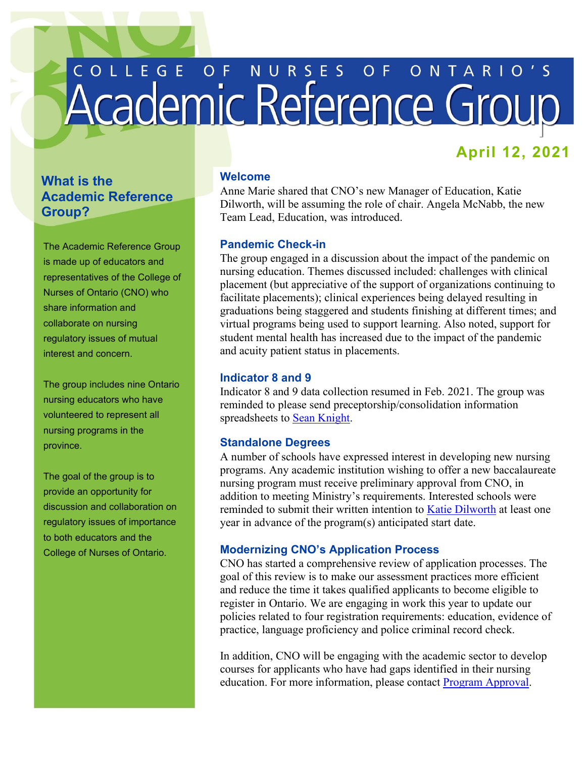# College of Nurses of Ontario's Academic Reference Group

**April 12, 2021**

## What is the Academic Reference Group?

The Academic Reference Group is made up of educators and representatives of the College of Nurses of Ontario (CNO) who share information and collaborate on nursing regulatory issues of mutual interest and concern.

The group includes nine Ontario nursing educators who have volunteered to represent all nursing programs in the province.

The goal of the group is to provide an opportunity for discussion and collaboration on regulatory issues of importance to both educators and the College of Nurses of Ontario.

### Welcome

Anne Marie shared that CNO's new Manager of Education, Katie Dilworth, will be assuming the role of chair. Angela McNabb, the new Team Lead, Education, was introduced.

### Pandemic Check-in

The group engaged in a discussion about the impact of the pandemic on nursing education. Themes discussed included: challenges with clinical placement (but appreciative of the support of organizations continuing to facilitate placements); clinical experiences being delayed resulting in graduations being staggered and students finishing at different times; and virtual programs being used to support learning. Also noted, support for student mental health has increased due to the impact of the pandemic and acuity patient status in placements.

### Indicator 8 and 9

Indicator 8 and 9 data collection resumed in Feb. 2021. The group was reminded to please send preceptorship/consolidation information spreadsheets to Sean Knight.

### Standalone Degrees

A number of schools have expressed interest in developing new nursing programs. Any academic institution wishing to offer a new baccalaureate nursing program must receive preliminary approval from CNO, in addition to meeting Ministry's requirements. Interested schools were reminded to submit their written intention to Katie Dilworth at least one year in advance of the program(s) anticipated start date.

### Modernizing CNO's Application Process

CNO has started a comprehensive review of application processes. The goal of this review is to make our assessment practices more efficient and reduce the time it takes qualified applicants to become eligible to register in Ontario. We are engaging in work this year to update our policies related to four registration requirements: education, evidence of practice, language proficiency and police criminal record check.

In addition, CNO will be engaging with the academic sector to develop courses for applicants who have had gaps identified in their nursing education. For more information, please contact Program Approval.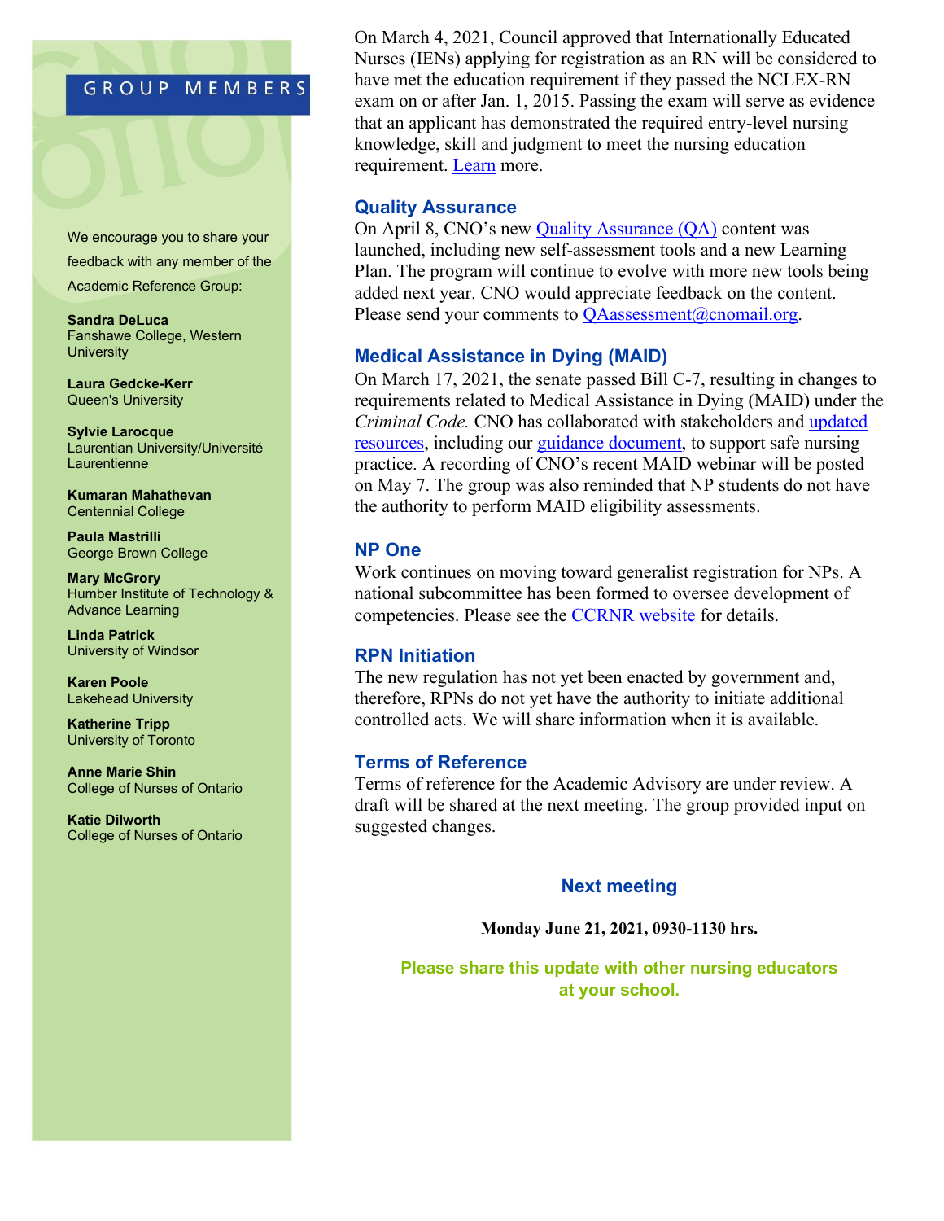## GROUP MEMBERS

We encourage you to share your feedback with any member of the Academic Reference Group:

**Sandra DeLuca**
Fanshawe College, Western University

**Laura Gedcke-Kerr**
Queen's University

**Sylvie Larocque**
Laurentian University/Université Laurentienne

**Kumaran Mahathevan**
Centennial College

**Paula Mastrilli**
George Brown College

**Mary McGrory**
Humber Institute of Technology & Advance Learning

**Linda Patrick**
University of Windsor

**Karen Poole**
Lakehead University

**Katherine Tripp**
University of Toronto

**Anne Marie Shin**
College of Nurses of Ontario

**Katie Dilworth**
College of Nurses of Ontario

On March 4, 2021, Council approved that Internationally Educated Nurses (IENs) applying for registration as an RN will be considered to have met the education requirement if they passed the NCLEX-RN exam on or after Jan. 1, 2015. Passing the exam will serve as evidence that an applicant has demonstrated the required entry-level nursing knowledge, skill and judgment to meet the nursing education requirement. Learn more.

### Quality Assurance

On April 8, CNO's new Quality Assurance (QA) content was launched, including new self-assessment tools and a new Learning Plan. The program will continue to evolve with more new tools being added next year. CNO would appreciate feedback on the content. Please send your comments to QAassessment@cnomail.org.

### Medical Assistance in Dying (MAID)

On March 17, 2021, the senate passed Bill C-7, resulting in changes to requirements related to Medical Assistance in Dying (MAID) under the *Criminal Code.* CNO has collaborated with stakeholders and updated resources, including our guidance document, to support safe nursing practice. A recording of CNO's recent MAID webinar will be posted on May 7. The group was also reminded that NP students do not have the authority to perform MAID eligibility assessments.

### NP One

Work continues on moving toward generalist registration for NPs. A national subcommittee has been formed to oversee development of competencies. Please see the CCRNR website for details.

### RPN Initiation

The new regulation has not yet been enacted by government and, therefore, RPNs do not yet have the authority to initiate additional controlled acts. We will share information when it is available.

### Terms of Reference

Terms of reference for the Academic Advisory are under review. A draft will be shared at the next meeting. The group provided input on suggested changes.

### Next meeting

**Monday June 21, 2021, 0930-1130 hrs.**

**Please share this update with other nursing educators at your school.**